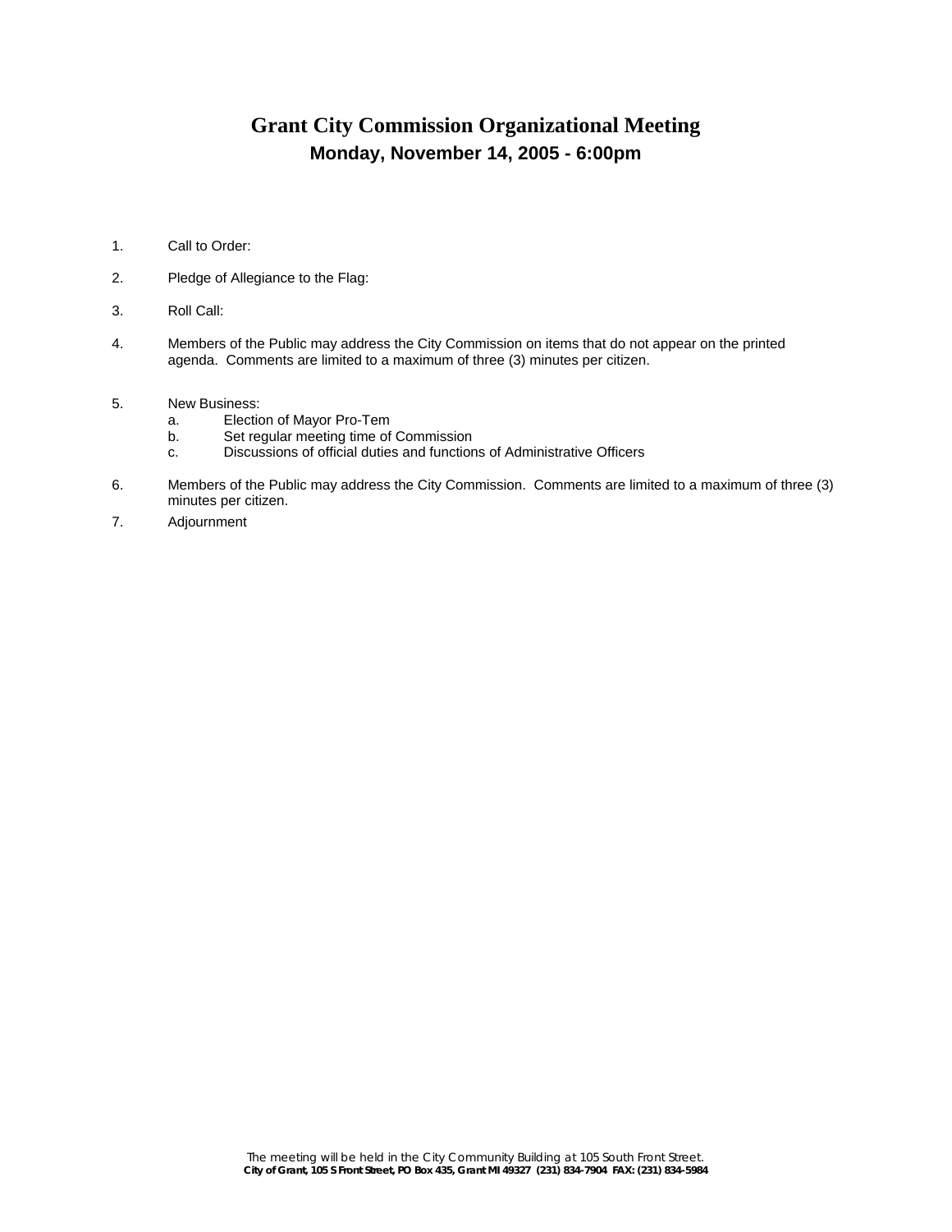# Grant City Commission Organizational Meeting

## Monday, November 14, 2005 - 6:00pm

1. Call to Order:
2. Pledge of Allegiance to the Flag:
3. Roll Call:
4. Members of the Public may address the City Commission on items that do not appear on the printed agenda. Comments are limited to a maximum of three (3) minutes per citizen.
5. New Business:
   a. Election of Mayor Pro-Tem
   b. Set regular meeting time of Commission
   c. Discussions of official duties and functions of Administrative Officers
6. Members of the Public may address the City Commission. Comments are limited to a maximum of three (3) minutes per citizen.
7. Adjournment

The meeting will be held in the City Community Building at 105 South Front Street.
**City of Grant, 105 S Front Street, PO Box 435, Grant MI 49327 (231) 834-7904 FAX: (231) 834-5984**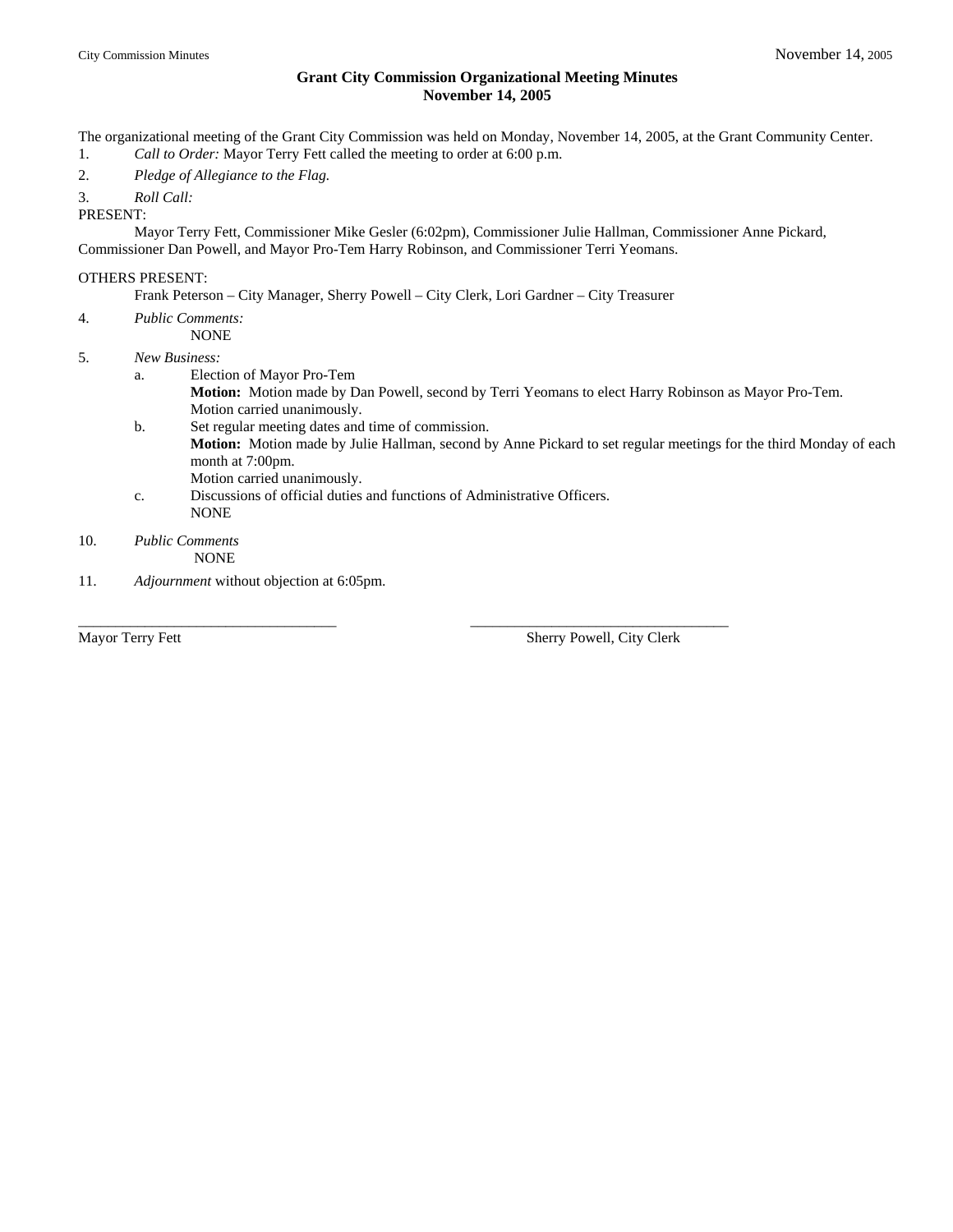## Grant City Commission Organizational Meeting Minutes
## November 14, 2005

The organizational meeting of the Grant City Commission was held on Monday, November 14, 2005, at the Grant Community Center.

1. *Call to Order:* Mayor Terry Fett called the meeting to order at 6:00 p.m.

2. *Pledge of Allegiance to the Flag.*

3. *Roll Call:*

PRESENT:

Mayor Terry Fett, Commissioner Mike Gesler (6:02pm), Commissioner Julie Hallman, Commissioner Anne Pickard, Commissioner Dan Powell, and Mayor Pro-Tem Harry Robinson, and Commissioner Terri Yeomans.

OTHERS PRESENT:

Frank Peterson – City Manager, Sherry Powell – City Clerk, Lori Gardner – City Treasurer

4. *Public Comments:*
   NONE

5. *New Business:*
   a. Election of Mayor Pro-Tem
      **Motion:** Motion made by Dan Powell, second by Terri Yeomans to elect Harry Robinson as Mayor Pro-Tem.
      Motion carried unanimously.
   b. Set regular meeting dates and time of commission.
      **Motion:** Motion made by Julie Hallman, second by Anne Pickard to set regular meetings for the third Monday of each month at 7:00pm.
      Motion carried unanimously.
   c. Discussions of official duties and functions of Administrative Officers.
      NONE

10. *Public Comments*
    NONE

11. *Adjournment* without objection at 6:05pm.

\_\_\_\_\_\_\_\_\_\_\_\_\_\_\_\_\_\_\_\_\_\_\_\_\_\_\_\_\_\_\_\_\_\_\_
Mayor Terry Fett

\_\_\_\_\_\_\_\_\_\_\_\_\_\_\_\_\_\_\_\_\_\_\_\_\_\_\_\_\_\_\_\_\_\_\_
Sherry Powell, City Clerk